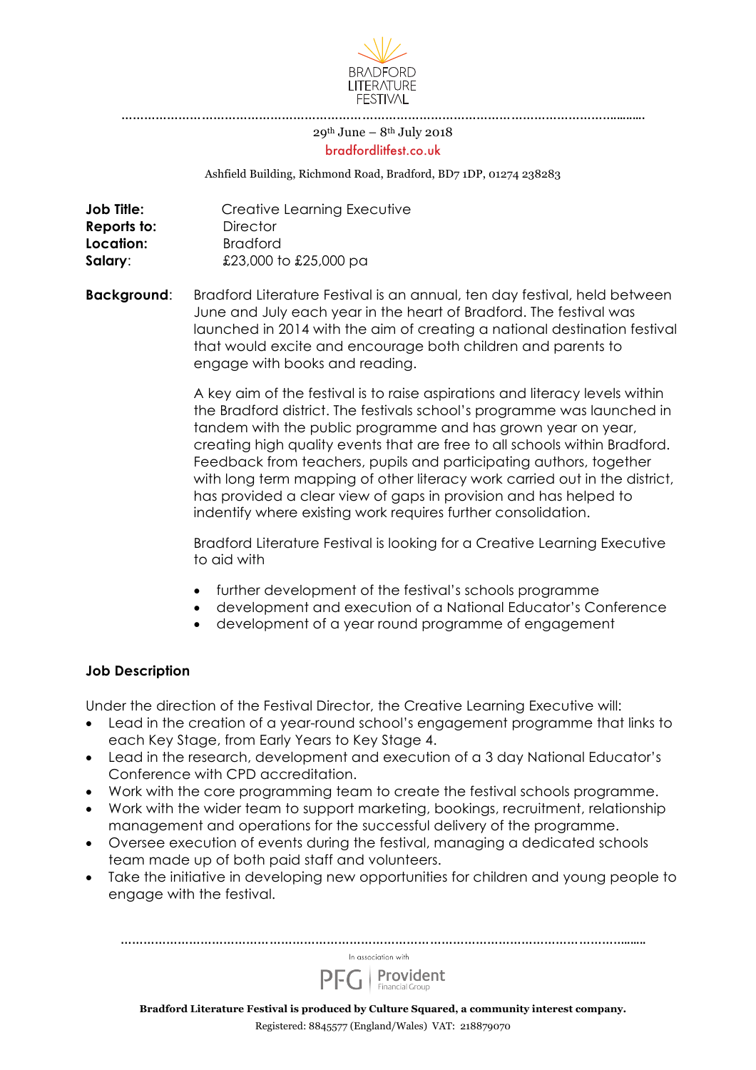BRADFORD LITERATURE FESTIVAL

29th June – 8th July 2018

bradfordlitfest.co.uk

Ashfield Building, Richmond Road, Bradford, BD7 1DP, 01274 238283

**Job Title:** Creative Learning Executive
**Reports to:** Director
**Location:** Bradford
**Salary**: £23,000 to £25,000 pa

**Background**: Bradford Literature Festival is an annual, ten day festival, held between June and July each year in the heart of Bradford. The festival was launched in 2014 with the aim of creating a national destination festival that would excite and encourage both children and parents to engage with books and reading.

A key aim of the festival is to raise aspirations and literacy levels within the Bradford district. The festivals school's programme was launched in tandem with the public programme and has grown year on year, creating high quality events that are free to all schools within Bradford. Feedback from teachers, pupils and participating authors, together with long term mapping of other literacy work carried out in the district, has provided a clear view of gaps in provision and has helped to indentify where existing work requires further consolidation.

Bradford Literature Festival is looking for a Creative Learning Executive to aid with

- further development of the festival's schools programme
- development and execution of a National Educator's Conference
- development of a year round programme of engagement

## Job Description

Under the direction of the Festival Director, the Creative Learning Executive will:

- Lead in the creation of a year-round school's engagement programme that links to each Key Stage, from Early Years to Key Stage 4.
- Lead in the research, development and execution of a 3 day National Educator's Conference with CPD accreditation.
- Work with the core programming team to create the festival schools programme.
- Work with the wider team to support marketing, bookings, recruitment, relationship management and operations for the successful delivery of the programme.
- Oversee execution of events during the festival, managing a dedicated schools team made up of both paid staff and volunteers.
- Take the initiative in developing new opportunities for children and young people to engage with the festival.

In association with PFG Provident Financial Group

**Bradford Literature Festival is produced by Culture Squared, a community interest company.**

Registered: 8845577 (England/Wales) VAT: 218879070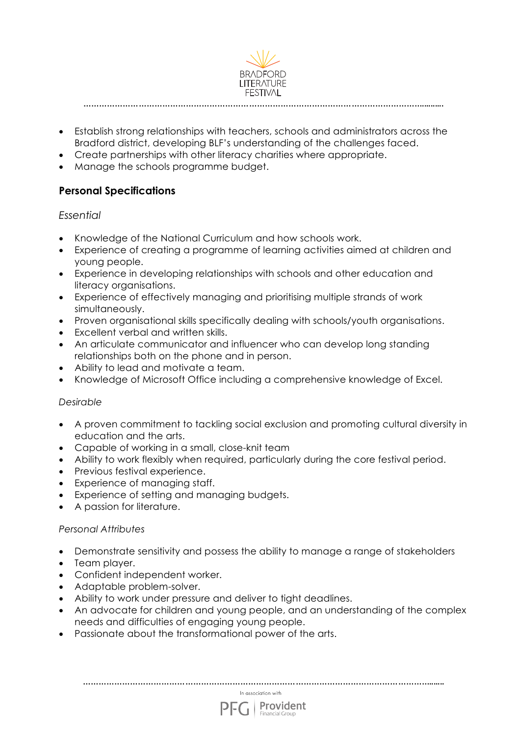- Establish strong relationships with teachers, schools and administrators across the Bradford district, developing BLF's understanding of the challenges faced.
- Create partnerships with other literacy charities where appropriate.
- Manage the schools programme budget.

## Personal Specifications

*Essential*

- Knowledge of the National Curriculum and how schools work.
- Experience of creating a programme of learning activities aimed at children and young people.
- Experience in developing relationships with schools and other education and literacy organisations.
- Experience of effectively managing and prioritising multiple strands of work simultaneously.
- Proven organisational skills specifically dealing with schools/youth organisations.
- Excellent verbal and written skills.
- An articulate communicator and influencer who can develop long standing relationships both on the phone and in person.
- Ability to lead and motivate a team.
- Knowledge of Microsoft Office including a comprehensive knowledge of Excel.

*Desirable*

- A proven commitment to tackling social exclusion and promoting cultural diversity in education and the arts.
- Capable of working in a small, close-knit team
- Ability to work flexibly when required, particularly during the core festival period.
- Previous festival experience.
- Experience of managing staff.
- Experience of setting and managing budgets.
- A passion for literature.

*Personal Attributes*

- Demonstrate sensitivity and possess the ability to manage a range of stakeholders
- Team player.
- Confident independent worker.
- Adaptable problem-solver.
- Ability to work under pressure and deliver to tight deadlines.
- An advocate for children and young people, and an understanding of the complex needs and difficulties of engaging young people.
- Passionate about the transformational power of the arts.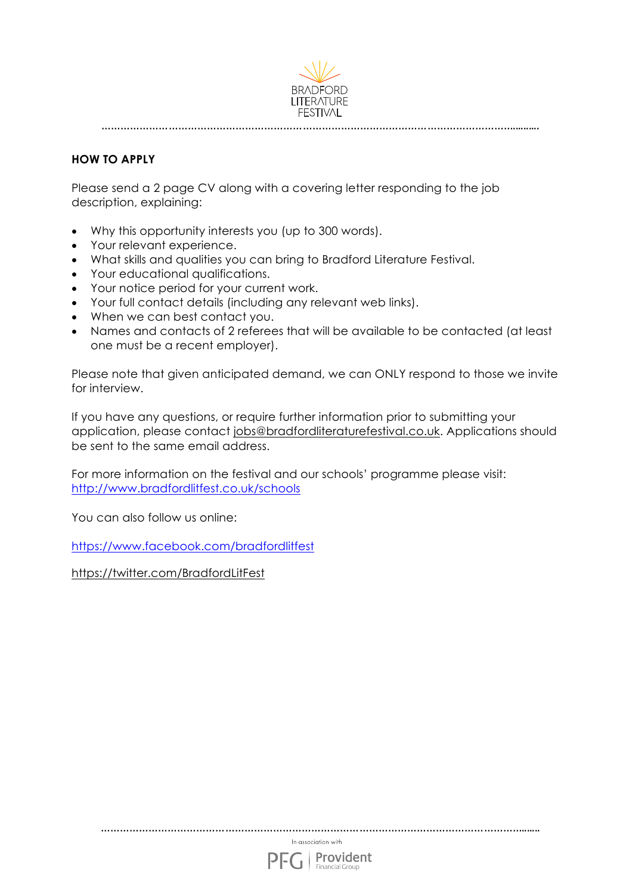## HOW TO APPLY

Please send a 2 page CV along with a covering letter responding to the job description, explaining:

- Why this opportunity interests you (up to 300 words).
- Your relevant experience.
- What skills and qualities you can bring to Bradford Literature Festival.
- Your educational qualifications.
- Your notice period for your current work.
- Your full contact details (including any relevant web links).
- When we can best contact you.
- Names and contacts of 2 referees that will be available to be contacted (at least one must be a recent employer).

Please note that given anticipated demand, we can ONLY respond to those we invite for interview.

If you have any questions, or require further information prior to submitting your application, please contact jobs@bradfordliteraturefestival.co.uk. Applications should be sent to the same email address.

For more information on the festival and our schools' programme please visit: http://www.bradfordlitfest.co.uk/schools

You can also follow us online:

https://www.facebook.com/bradfordlitfest

https://twitter.com/BradfordLitFest